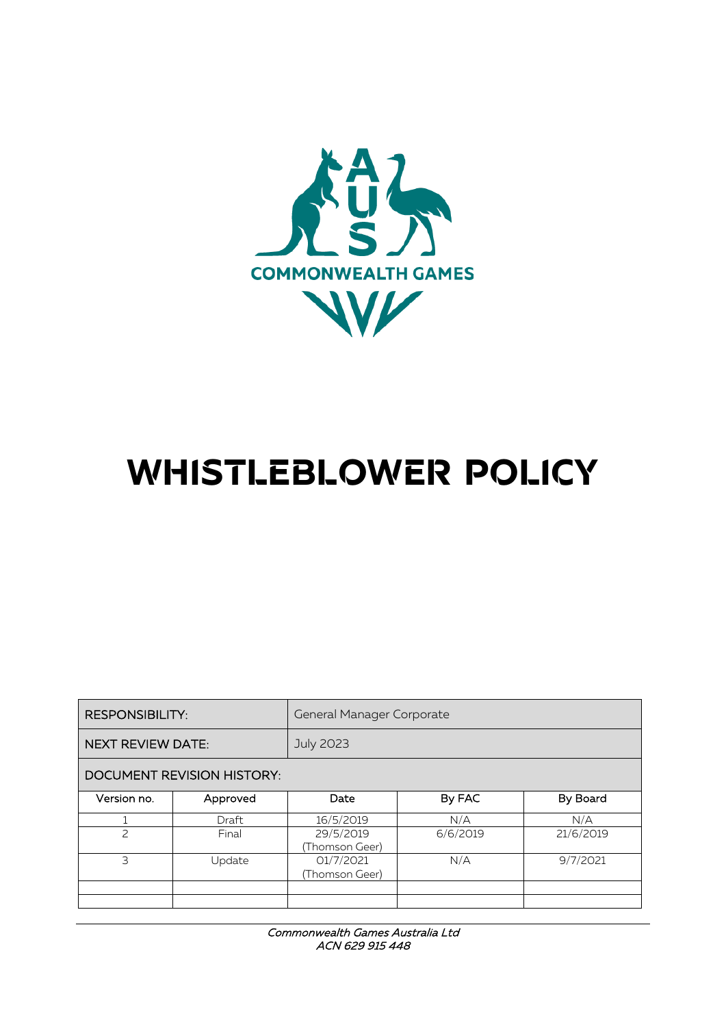AUS

COMMONWEALTH GAMES

# WHISTLEBLOWER POLICY

| RESPONSIBILITY: | | General Manager Corporate | | |
|---|---|---|---|---|
| NEXT REVIEW DATE: | | July 2023 | | |
| DOCUMENT REVISION HISTORY: | | | | |
| Version no. | Approved | Date | By FAC | By Board |
| 1 | Draft | 16/5/2019 | N/A | N/A |
| 2 | Final | 29/5/2019 (Thomson Geer) | 6/6/2019 | 21/6/2019 |
| 3 | Update | 01/7/2021 (Thomson Geer) | N/A | 9/7/2021 |
| | | | | |
| | | | | |

*Commonwealth Games Australia Ltd*
*ACN 629 915 448*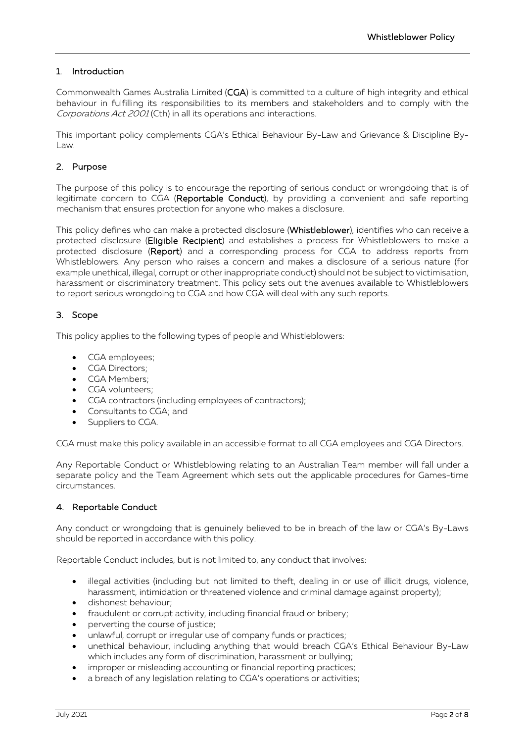## 1. Introduction

Commonwealth Games Australia Limited (**CGA**) is committed to a culture of high integrity and ethical behaviour in fulfilling its responsibilities to its members and stakeholders and to comply with the *Corporations Act 2001* (Cth) in all its operations and interactions.

This important policy complements CGA's Ethical Behaviour By-Law and Grievance & Discipline By-Law.

## 2. Purpose

The purpose of this policy is to encourage the reporting of serious conduct or wrongdoing that is of legitimate concern to CGA (**Reportable Conduct**), by providing a convenient and safe reporting mechanism that ensures protection for anyone who makes a disclosure.

This policy defines who can make a protected disclosure (**Whistleblower**), identifies who can receive a protected disclosure (**Eligible Recipient**) and establishes a process for Whistleblowers to make a protected disclosure (**Report**) and a corresponding process for CGA to address reports from Whistleblowers. Any person who raises a concern and makes a disclosure of a serious nature (for example unethical, illegal, corrupt or other inappropriate conduct) should not be subject to victimisation, harassment or discriminatory treatment. This policy sets out the avenues available to Whistleblowers to report serious wrongdoing to CGA and how CGA will deal with any such reports.

## 3. Scope

This policy applies to the following types of people and Whistleblowers:

- CGA employees;
- CGA Directors;
- CGA Members;
- CGA volunteers;
- CGA contractors (including employees of contractors);
- Consultants to CGA; and
- Suppliers to CGA.

CGA must make this policy available in an accessible format to all CGA employees and CGA Directors.

Any Reportable Conduct or Whistleblowing relating to an Australian Team member will fall under a separate policy and the Team Agreement which sets out the applicable procedures for Games-time circumstances.

## 4. Reportable Conduct

Any conduct or wrongdoing that is genuinely believed to be in breach of the law or CGA's By-Laws should be reported in accordance with this policy.

Reportable Conduct includes, but is not limited to, any conduct that involves:

- illegal activities (including but not limited to theft, dealing in or use of illicit drugs, violence, harassment, intimidation or threatened violence and criminal damage against property);
- dishonest behaviour;
- fraudulent or corrupt activity, including financial fraud or bribery;
- perverting the course of justice;
- unlawful, corrupt or irregular use of company funds or practices;
- unethical behaviour, including anything that would breach CGA's Ethical Behaviour By-Law which includes any form of discrimination, harassment or bullying;
- improper or misleading accounting or financial reporting practices;
- a breach of any legislation relating to CGA's operations or activities;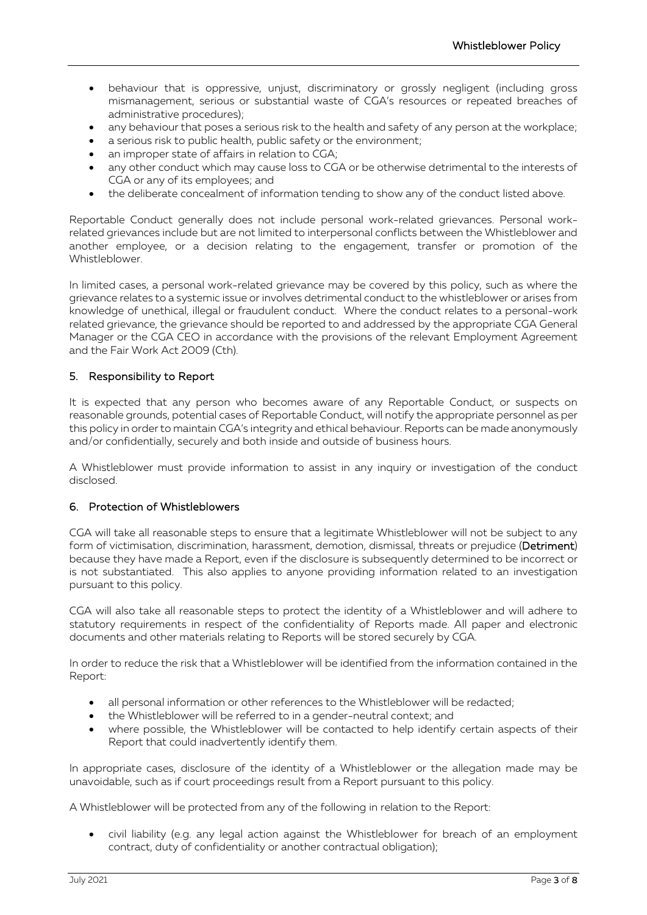- behaviour that is oppressive, unjust, discriminatory or grossly negligent (including gross mismanagement, serious or substantial waste of CGA's resources or repeated breaches of administrative procedures);
- any behaviour that poses a serious risk to the health and safety of any person at the workplace;
- a serious risk to public health, public safety or the environment;
- an improper state of affairs in relation to CGA;
- any other conduct which may cause loss to CGA or be otherwise detrimental to the interests of CGA or any of its employees; and
- the deliberate concealment of information tending to show any of the conduct listed above.

Reportable Conduct generally does not include personal work-related grievances. Personal work-related grievances include but are not limited to interpersonal conflicts between the Whistleblower and another employee, or a decision relating to the engagement, transfer or promotion of the Whistleblower.

In limited cases, a personal work-related grievance may be covered by this policy, such as where the grievance relates to a systemic issue or involves detrimental conduct to the whistleblower or arises from knowledge of unethical, illegal or fraudulent conduct. Where the conduct relates to a personal-work related grievance, the grievance should be reported to and addressed by the appropriate CGA General Manager or the CGA CEO in accordance with the provisions of the relevant Employment Agreement and the Fair Work Act 2009 (Cth).

## 5. Responsibility to Report

It is expected that any person who becomes aware of any Reportable Conduct, or suspects on reasonable grounds, potential cases of Reportable Conduct, will notify the appropriate personnel as per this policy in order to maintain CGA's integrity and ethical behaviour. Reports can be made anonymously and/or confidentially, securely and both inside and outside of business hours.

A Whistleblower must provide information to assist in any inquiry or investigation of the conduct disclosed.

## 6. Protection of Whistleblowers

CGA will take all reasonable steps to ensure that a legitimate Whistleblower will not be subject to any form of victimisation, discrimination, harassment, demotion, dismissal, threats or prejudice (**Detriment**) because they have made a Report, even if the disclosure is subsequently determined to be incorrect or is not substantiated. This also applies to anyone providing information related to an investigation pursuant to this policy.

CGA will also take all reasonable steps to protect the identity of a Whistleblower and will adhere to statutory requirements in respect of the confidentiality of Reports made. All paper and electronic documents and other materials relating to Reports will be stored securely by CGA.

In order to reduce the risk that a Whistleblower will be identified from the information contained in the Report:

- all personal information or other references to the Whistleblower will be redacted;
- the Whistleblower will be referred to in a gender-neutral context; and
- where possible, the Whistleblower will be contacted to help identify certain aspects of their Report that could inadvertently identify them.

In appropriate cases, disclosure of the identity of a Whistleblower or the allegation made may be unavoidable, such as if court proceedings result from a Report pursuant to this policy.

A Whistleblower will be protected from any of the following in relation to the Report:

- civil liability (e.g. any legal action against the Whistleblower for breach of an employment contract, duty of confidentiality or another contractual obligation);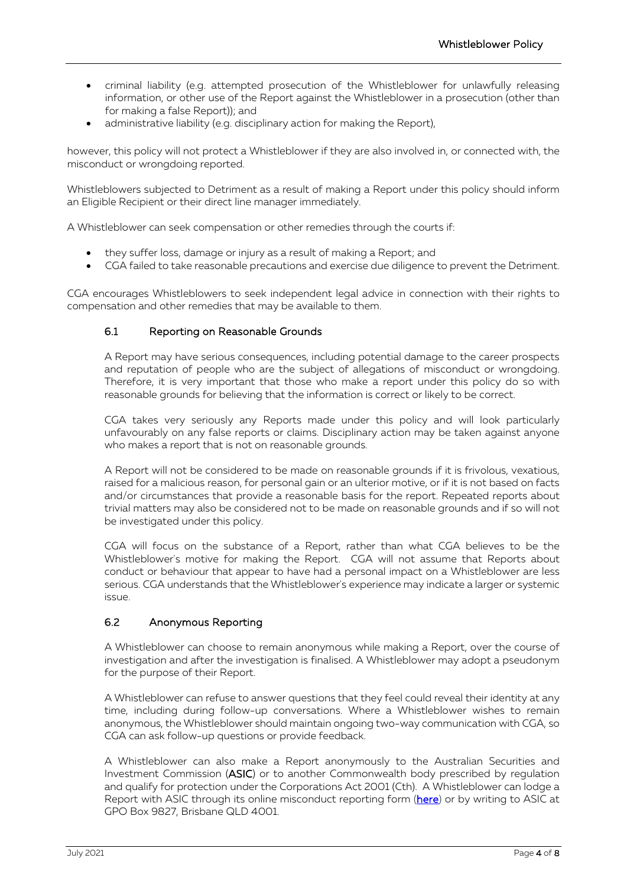- criminal liability (e.g. attempted prosecution of the Whistleblower for unlawfully releasing information, or other use of the Report against the Whistleblower in a prosecution (other than for making a false Report)); and
- administrative liability (e.g. disciplinary action for making the Report),

however, this policy will not protect a Whistleblower if they are also involved in, or connected with, the misconduct or wrongdoing reported.

Whistleblowers subjected to Detriment as a result of making a Report under this policy should inform an Eligible Recipient or their direct line manager immediately.

A Whistleblower can seek compensation or other remedies through the courts if:

- they suffer loss, damage or injury as a result of making a Report; and
- CGA failed to take reasonable precautions and exercise due diligence to prevent the Detriment.

CGA encourages Whistleblowers to seek independent legal advice in connection with their rights to compensation and other remedies that may be available to them.

### 6.1 Reporting on Reasonable Grounds

A Report may have serious consequences, including potential damage to the career prospects and reputation of people who are the subject of allegations of misconduct or wrongdoing. Therefore, it is very important that those who make a report under this policy do so with reasonable grounds for believing that the information is correct or likely to be correct.

CGA takes very seriously any Reports made under this policy and will look particularly unfavourably on any false reports or claims. Disciplinary action may be taken against anyone who makes a report that is not on reasonable grounds.

A Report will not be considered to be made on reasonable grounds if it is frivolous, vexatious, raised for a malicious reason, for personal gain or an ulterior motive, or if it is not based on facts and/or circumstances that provide a reasonable basis for the report. Repeated reports about trivial matters may also be considered not to be made on reasonable grounds and if so will not be investigated under this policy.

CGA will focus on the substance of a Report, rather than what CGA believes to be the Whistleblower's motive for making the Report. CGA will not assume that Reports about conduct or behaviour that appear to have had a personal impact on a Whistleblower are less serious. CGA understands that the Whistleblower's experience may indicate a larger or systemic issue.

### 6.2 Anonymous Reporting

A Whistleblower can choose to remain anonymous while making a Report, over the course of investigation and after the investigation is finalised. A Whistleblower may adopt a pseudonym for the purpose of their Report.

A Whistleblower can refuse to answer questions that they feel could reveal their identity at any time, including during follow-up conversations. Where a Whistleblower wishes to remain anonymous, the Whistleblower should maintain ongoing two-way communication with CGA, so CGA can ask follow-up questions or provide feedback.

A Whistleblower can also make a Report anonymously to the Australian Securities and Investment Commission (**ASIC**) or to another Commonwealth body prescribed by regulation and qualify for protection under the Corporations Act 2001 (Cth). A Whistleblower can lodge a Report with ASIC through its online misconduct reporting form (here) or by writing to ASIC at GPO Box 9827, Brisbane QLD 4001.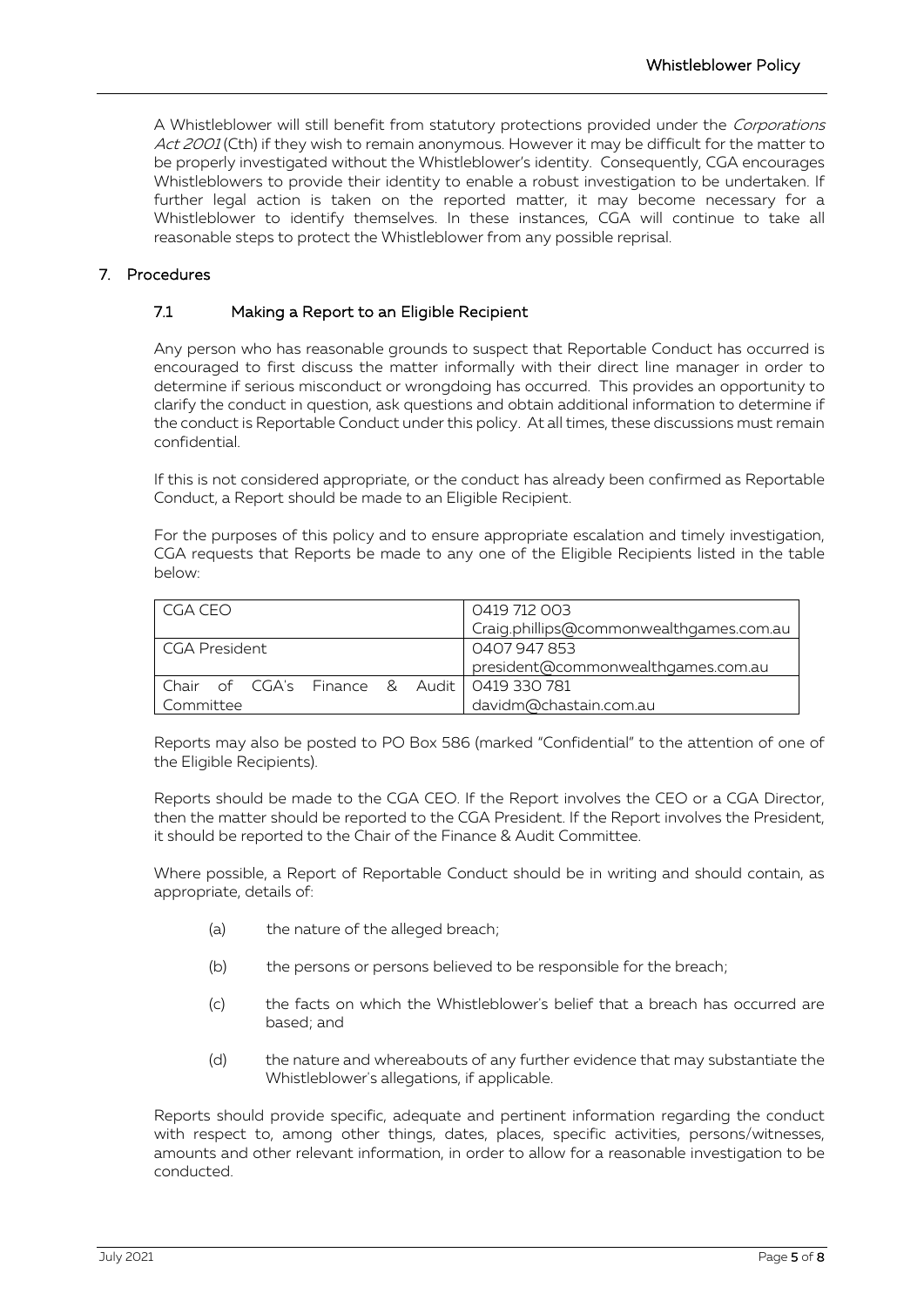A Whistleblower will still benefit from statutory protections provided under the *Corporations Act 2001* (Cth) if they wish to remain anonymous. However it may be difficult for the matter to be properly investigated without the Whistleblower's identity. Consequently, CGA encourages Whistleblowers to provide their identity to enable a robust investigation to be undertaken. If further legal action is taken on the reported matter, it may become necessary for a Whistleblower to identify themselves. In these instances, CGA will continue to take all reasonable steps to protect the Whistleblower from any possible reprisal.

## 7. Procedures

### 7.1 Making a Report to an Eligible Recipient

Any person who has reasonable grounds to suspect that Reportable Conduct has occurred is encouraged to first discuss the matter informally with their direct line manager in order to determine if serious misconduct or wrongdoing has occurred. This provides an opportunity to clarify the conduct in question, ask questions and obtain additional information to determine if the conduct is Reportable Conduct under this policy. At all times, these discussions must remain confidential.

If this is not considered appropriate, or the conduct has already been confirmed as Reportable Conduct, a Report should be made to an Eligible Recipient.

For the purposes of this policy and to ensure appropriate escalation and timely investigation, CGA requests that Reports be made to any one of the Eligible Recipients listed in the table below:

| | |
|---|---|
| CGA CEO | 0419 712 003<br>Craig.phillips@commonwealthgames.com.au |
| CGA President | 0407 947 853<br>president@commonwealthgames.com.au |
| Chair of CGA's Finance & Audit Committee | 0419 330 781<br>davidm@chastain.com.au |

Reports may also be posted to PO Box 586 (marked "Confidential" to the attention of one of the Eligible Recipients).

Reports should be made to the CGA CEO. If the Report involves the CEO or a CGA Director, then the matter should be reported to the CGA President. If the Report involves the President, it should be reported to the Chair of the Finance & Audit Committee.

Where possible, a Report of Reportable Conduct should be in writing and should contain, as appropriate, details of:

(a) the nature of the alleged breach;

(b) the persons or persons believed to be responsible for the breach;

(c) the facts on which the Whistleblower's belief that a breach has occurred are based; and

(d) the nature and whereabouts of any further evidence that may substantiate the Whistleblower's allegations, if applicable.

Reports should provide specific, adequate and pertinent information regarding the conduct with respect to, among other things, dates, places, specific activities, persons/witnesses, amounts and other relevant information, in order to allow for a reasonable investigation to be conducted.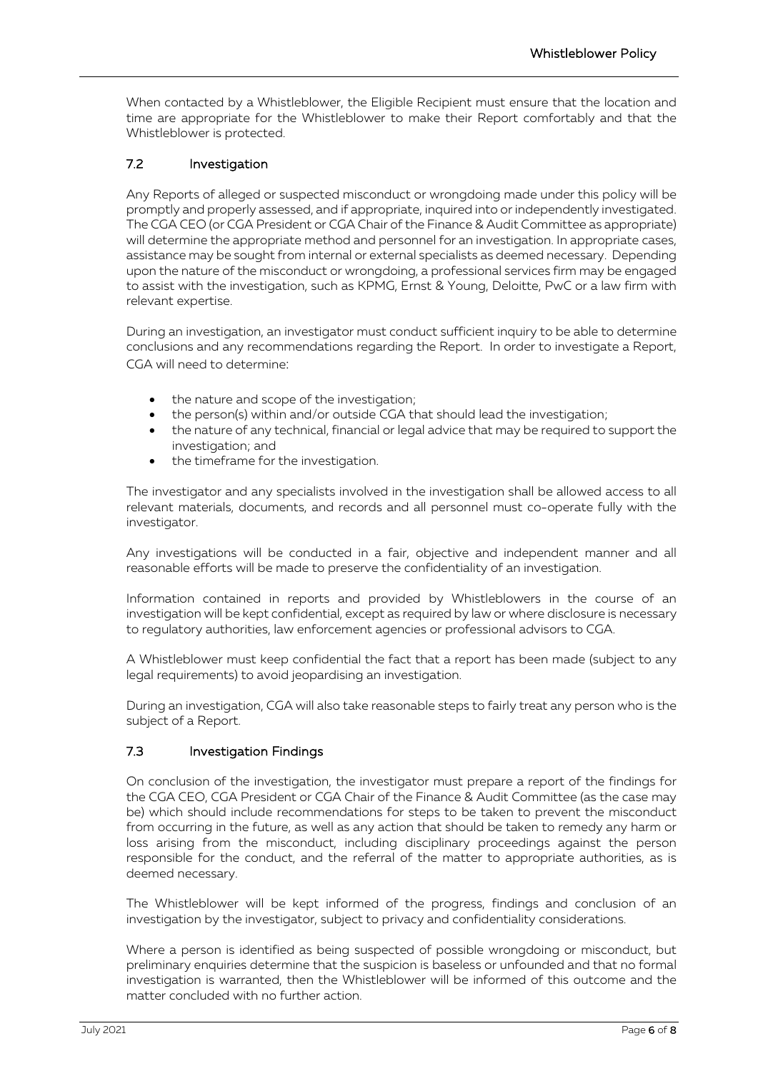When contacted by a Whistleblower, the Eligible Recipient must ensure that the location and time are appropriate for the Whistleblower to make their Report comfortably and that the Whistleblower is protected.

### 7.2 Investigation

Any Reports of alleged or suspected misconduct or wrongdoing made under this policy will be promptly and properly assessed, and if appropriate, inquired into or independently investigated. The CGA CEO (or CGA President or CGA Chair of the Finance & Audit Committee as appropriate) will determine the appropriate method and personnel for an investigation. In appropriate cases, assistance may be sought from internal or external specialists as deemed necessary. Depending upon the nature of the misconduct or wrongdoing, a professional services firm may be engaged to assist with the investigation, such as KPMG, Ernst & Young, Deloitte, PwC or a law firm with relevant expertise.

During an investigation, an investigator must conduct sufficient inquiry to be able to determine conclusions and any recommendations regarding the Report. In order to investigate a Report, CGA will need to determine:

- the nature and scope of the investigation;
- the person(s) within and/or outside CGA that should lead the investigation;
- the nature of any technical, financial or legal advice that may be required to support the investigation; and
- the timeframe for the investigation.

The investigator and any specialists involved in the investigation shall be allowed access to all relevant materials, documents, and records and all personnel must co-operate fully with the investigator.

Any investigations will be conducted in a fair, objective and independent manner and all reasonable efforts will be made to preserve the confidentiality of an investigation.

Information contained in reports and provided by Whistleblowers in the course of an investigation will be kept confidential, except as required by law or where disclosure is necessary to regulatory authorities, law enforcement agencies or professional advisors to CGA.

A Whistleblower must keep confidential the fact that a report has been made (subject to any legal requirements) to avoid jeopardising an investigation.

During an investigation, CGA will also take reasonable steps to fairly treat any person who is the subject of a Report.

### 7.3 Investigation Findings

On conclusion of the investigation, the investigator must prepare a report of the findings for the CGA CEO, CGA President or CGA Chair of the Finance & Audit Committee (as the case may be) which should include recommendations for steps to be taken to prevent the misconduct from occurring in the future, as well as any action that should be taken to remedy any harm or loss arising from the misconduct, including disciplinary proceedings against the person responsible for the conduct, and the referral of the matter to appropriate authorities, as is deemed necessary.

The Whistleblower will be kept informed of the progress, findings and conclusion of an investigation by the investigator, subject to privacy and confidentiality considerations.

Where a person is identified as being suspected of possible wrongdoing or misconduct, but preliminary enquiries determine that the suspicion is baseless or unfounded and that no formal investigation is warranted, then the Whistleblower will be informed of this outcome and the matter concluded with no further action.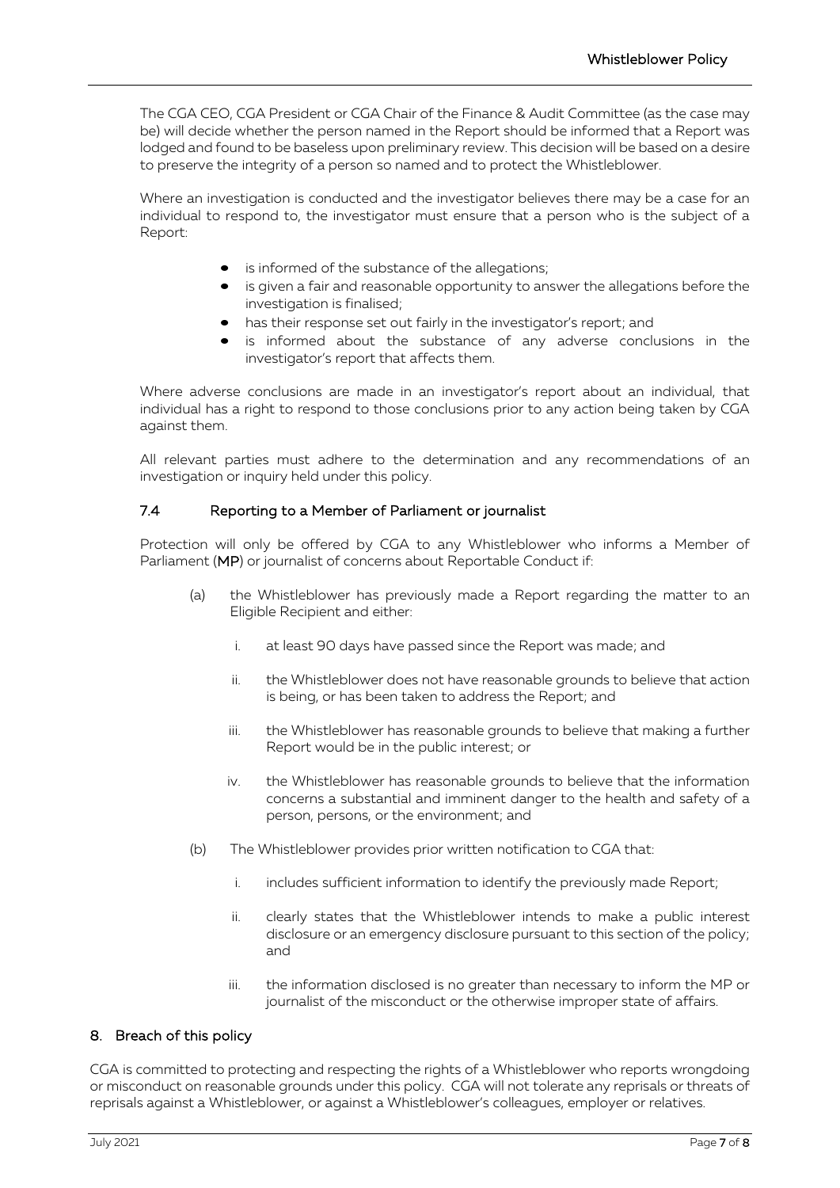The CGA CEO, CGA President or CGA Chair of the Finance & Audit Committee (as the case may be) will decide whether the person named in the Report should be informed that a Report was lodged and found to be baseless upon preliminary review. This decision will be based on a desire to preserve the integrity of a person so named and to protect the Whistleblower.

Where an investigation is conducted and the investigator believes there may be a case for an individual to respond to, the investigator must ensure that a person who is the subject of a Report:

- is informed of the substance of the allegations;
- is given a fair and reasonable opportunity to answer the allegations before the investigation is finalised;
- has their response set out fairly in the investigator's report; and
- is informed about the substance of any adverse conclusions in the investigator's report that affects them.

Where adverse conclusions are made in an investigator's report about an individual, that individual has a right to respond to those conclusions prior to any action being taken by CGA against them.

All relevant parties must adhere to the determination and any recommendations of an investigation or inquiry held under this policy.

### 7.4 Reporting to a Member of Parliament or journalist

Protection will only be offered by CGA to any Whistleblower who informs a Member of Parliament (**MP**) or journalist of concerns about Reportable Conduct if:

(a) the Whistleblower has previously made a Report regarding the matter to an Eligible Recipient and either:

  i. at least 90 days have passed since the Report was made; and

  ii. the Whistleblower does not have reasonable grounds to believe that action is being, or has been taken to address the Report; and

  iii. the Whistleblower has reasonable grounds to believe that making a further Report would be in the public interest; or

  iv. the Whistleblower has reasonable grounds to believe that the information concerns a substantial and imminent danger to the health and safety of a person, persons, or the environment; and

(b) The Whistleblower provides prior written notification to CGA that:

  i. includes sufficient information to identify the previously made Report;

  ii. clearly states that the Whistleblower intends to make a public interest disclosure or an emergency disclosure pursuant to this section of the policy; and

  iii. the information disclosed is no greater than necessary to inform the MP or journalist of the misconduct or the otherwise improper state of affairs.

## 8. Breach of this policy

CGA is committed to protecting and respecting the rights of a Whistleblower who reports wrongdoing or misconduct on reasonable grounds under this policy. CGA will not tolerate any reprisals or threats of reprisals against a Whistleblower, or against a Whistleblower's colleagues, employer or relatives.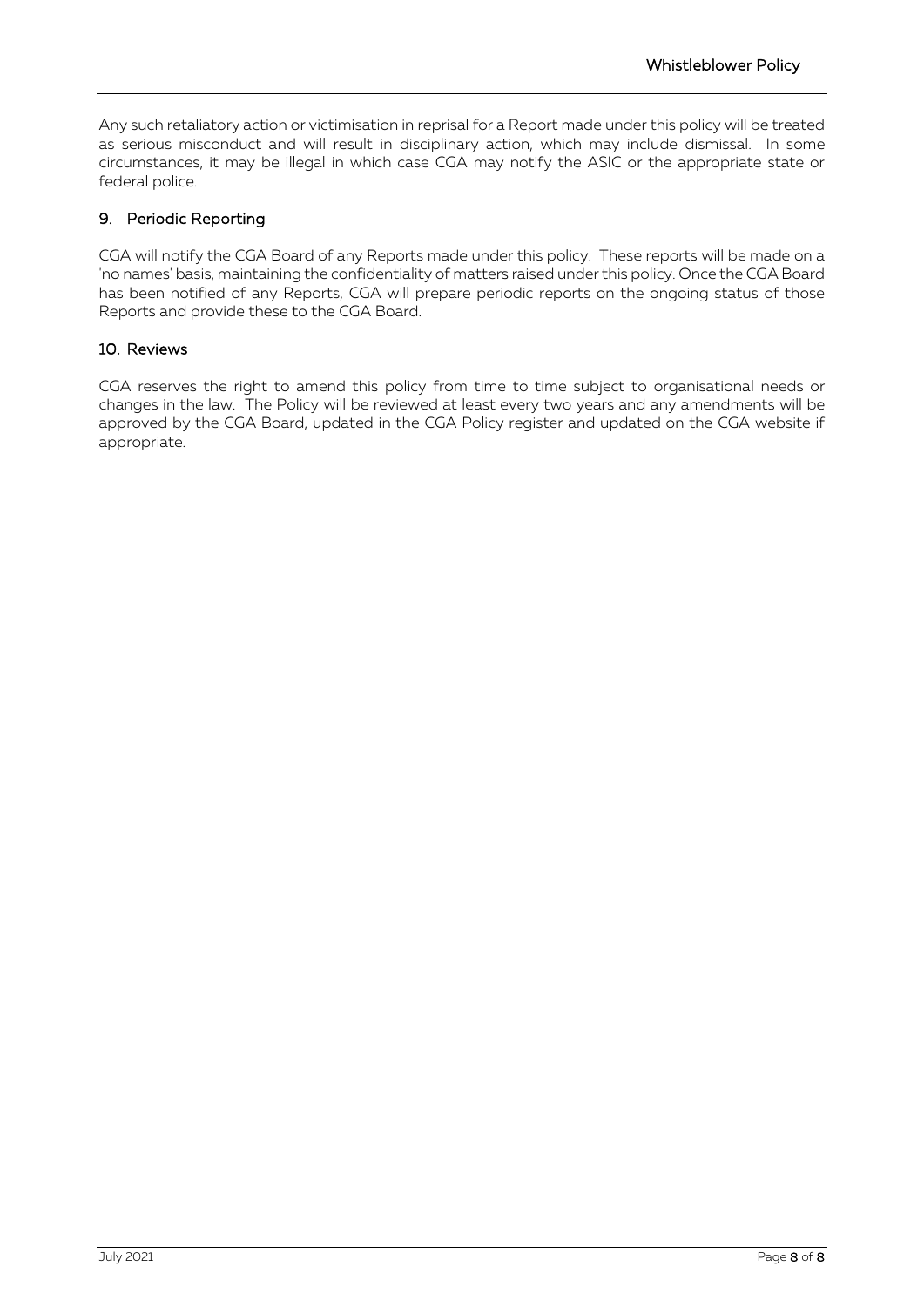Any such retaliatory action or victimisation in reprisal for a Report made under this policy will be treated as serious misconduct and will result in disciplinary action, which may include dismissal. In some circumstances, it may be illegal in which case CGA may notify the ASIC or the appropriate state or federal police.

## 9. Periodic Reporting

CGA will notify the CGA Board of any Reports made under this policy. These reports will be made on a 'no names' basis, maintaining the confidentiality of matters raised under this policy. Once the CGA Board has been notified of any Reports, CGA will prepare periodic reports on the ongoing status of those Reports and provide these to the CGA Board.

## 10. Reviews

CGA reserves the right to amend this policy from time to time subject to organisational needs or changes in the law. The Policy will be reviewed at least every two years and any amendments will be approved by the CGA Board, updated in the CGA Policy register and updated on the CGA website if appropriate.